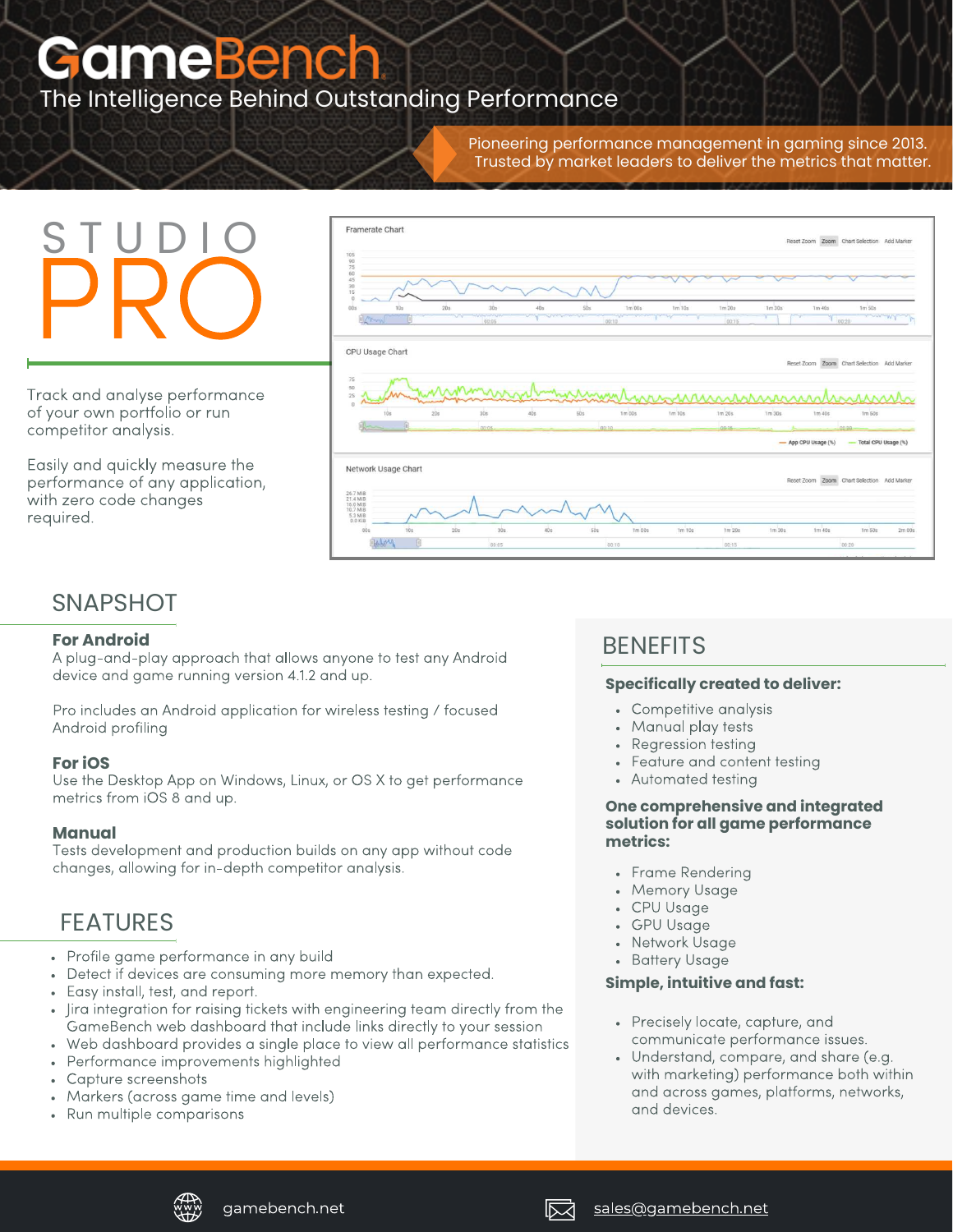# GameBench

The Intelligence Behind Outstanding Performance

Pioneering performance management in gaming since 2013.
Trusted by market leaders to deliver the metrics that matter.

# STUDIO PRO

Track and analyse performance of your own portfolio or run competitor analysis.

Easily and quickly measure the performance of any application, with zero code changes required.

## SNAPSHOT

**For Android**
A plug-and-play approach that allows anyone to test any Android device and game running version 4.1.2 and up.

Pro includes an Android application for wireless testing / focused Android profiling

**For iOS**
Use the Desktop App on Windows, Linux, or OS X to get performance metrics from iOS 8 and up.

**Manual**
Tests development and production builds on any app without code changes, allowing for in-depth competitor analysis.

## FEATURES

- Profile game performance in any build
- Detect if devices are consuming more memory than expected.
- Easy install, test, and report.
- Jira integration for raising tickets with engineering team directly from the GameBench web dashboard that include links directly to your session
- Web dashboard provides a single place to view all performance statistics
- Performance improvements highlighted
- Capture screenshots
- Markers (across game time and levels)
- Run multiple comparisons

## BENEFITS

**Specifically created to deliver:**

- Competitive analysis
- Manual play tests
- Regression testing
- Feature and content testing
- Automated testing

**One comprehensive and integrated solution for all game performance metrics:**

- Frame Rendering
- Memory Usage
- CPU Usage
- GPU Usage
- Network Usage
- Battery Usage

**Simple, intuitive and fast:**

- Precisely locate, capture, and communicate performance issues.
- Understand, compare, and share (e.g. with marketing) performance both within and across games, platforms, networks, and devices.

gamebench.net

sales@gamebench.net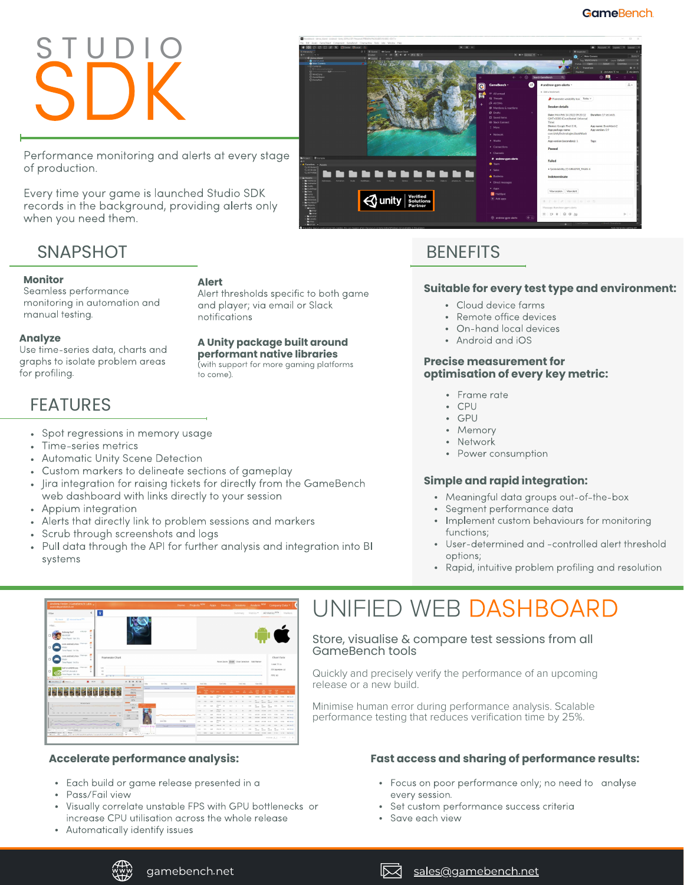GameBench

# STUDIO SDK

Performance monitoring and alerts at every stage of production.

Every time your game is launched Studio SDK records in the background, providing alerts only when you need them.

## SNAPSHOT

**Monitor**
Seamless performance monitoring in automation and manual testing.

**Analyze**
Use time-series data, charts and graphs to isolate problem areas for profiling.

**Alert**
Alert thresholds specific to both game and player; via email or Slack notifications

**A Unity package built around performant native libraries**
(with support for more gaming platforms to come).

## FEATURES

- Spot regressions in memory usage
- Time-series metrics
- Automatic Unity Scene Detection
- Custom markers to delineate sections of gameplay
- Jira integration for raising tickets for directly from the GameBench web dashboard with links directly to your session
- Appium integration
- Alerts that directly link to problem sessions and markers
- Scrub through screenshots and logs
- Pull data through the API for further analysis and integration into BI systems

## BENEFITS

### Suitable for every test type and environment:

- Cloud device farms
- Remote office devices
- On-hand local devices
- Android and iOS

### Precise measurement for optimisation of every key metric:

- Frame rate
- CPU
- GPU
- Memory
- Network
- Power consumption

### Simple and rapid integration:

- Meaningful data groups out-of-the-box
- Segment performance data
- Implement custom behaviours for monitoring functions;
- User-determined and -controlled alert threshold options;
- Rapid, intuitive problem profiling and resolution

## UNIFIED WEB DASHBOARD

Store, visualise & compare test sessions from all GameBench tools

Quickly and precisely verify the performance of an upcoming release or a new build.

Minimise human error during performance analysis. Scalable performance testing that reduces verification time by 25%.

### Accelerate performance analysis:

- Each build or game release presented in a Pass/Fail view
- Visually correlate unstable FPS with GPU bottlenecks or increase CPU utilisation across the whole release
- Automatically identify issues

### Fast access and sharing of performance results:

- Focus on poor performance only; no need to analyse every session.
- Set custom performance success criteria
- Save each view

gamebench.net

sales@gamebench.net